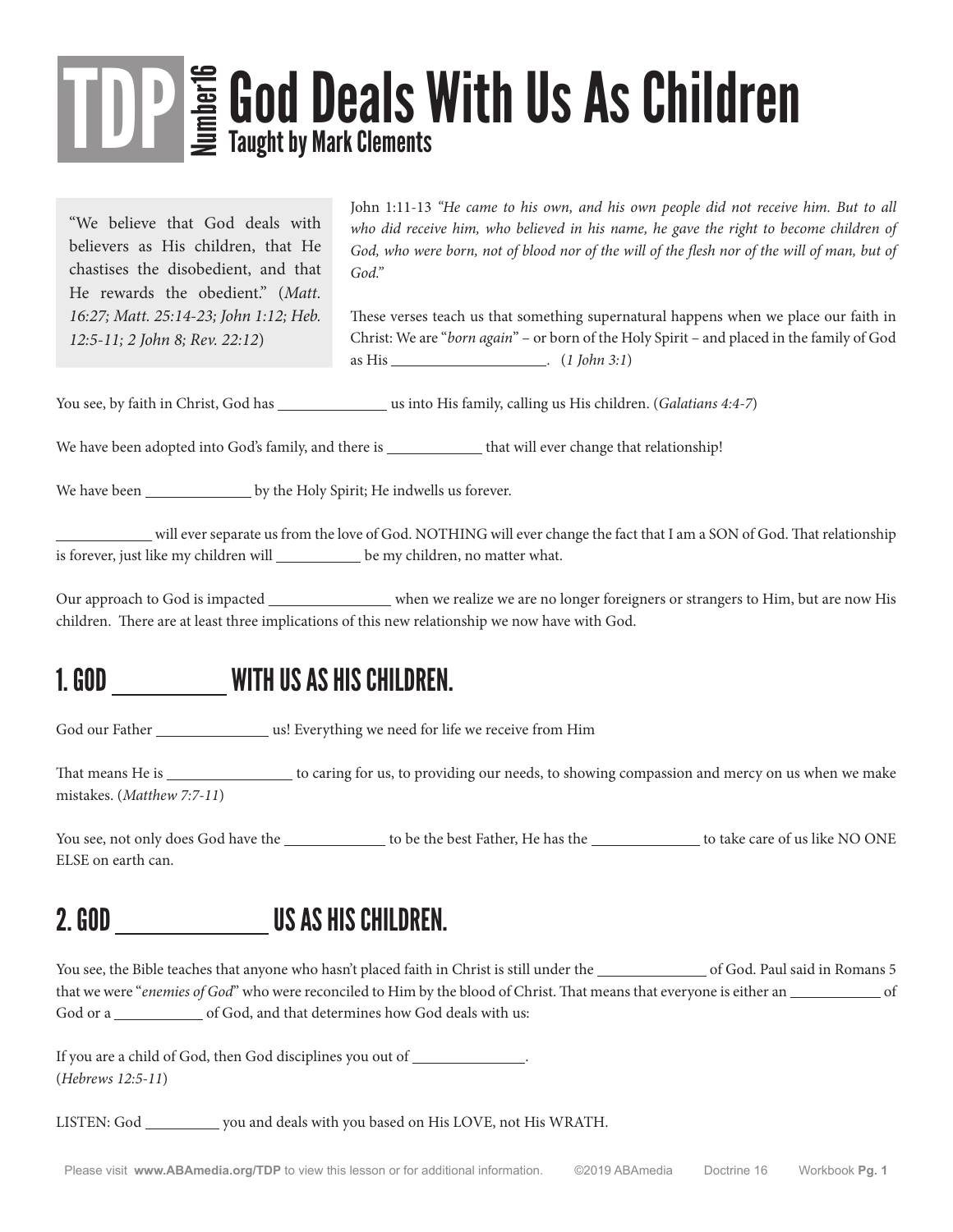# TDP Number16 God Deals With Us As Children

### Taught by Mark Clements

"We believe that God deals with believers as His children, that He chastises the disobedient, and that He rewards the obedient." (*Matt. 16:27; Matt. 25:14-23; John 1:12; Heb. 12:5-11; 2 John 8; Rev. 22:12*)

John 1:11-13 *"He came to his own, and his own people did not receive him. But to all who did receive him, who believed in his name, he gave the right to become children of God, who were born, not of blood nor of the will of the flesh nor of the will of man, but of God."*

These verses teach us that something supernatural happens when we place our faith in Christ: We are "*born again*" – or born of the Holy Spirit – and placed in the family of God as His ____________________. (*1 John 3:1*)

You see, by faith in Christ, God has _____________ us into His family, calling us His children. (*Galatians 4:4-7*)

We have been adopted into God's family, and there is ____________ that will ever change that relationship!

We have been _____________ by the Holy Spirit; He indwells us forever.

____________ will ever separate us from the love of God. NOTHING will ever change the fact that I am a SON of God. That relationship is forever, just like my children will ___________ be my children, no matter what.

Our approach to God is impacted _______________ when we realize we are no longer foreigners or strangers to Him, but are now His children. There are at least three implications of this new relationship we now have with God.

## 1. GOD __________ WITH US AS HIS CHILDREN.

God our Father ______________ us! Everything we need for life we receive from Him

That means He is ________________ to caring for us, to providing our needs, to showing compassion and mercy on us when we make mistakes. (*Matthew 7:7-11*)

You see, not only does God have the _____________ to be the best Father, He has the ______________ to take care of us like NO ONE ELSE on earth can.

## 2. GOD _____________ US AS HIS CHILDREN.

You see, the Bible teaches that anyone who hasn't placed faith in Christ is still under the ______________ of God. Paul said in Romans 5 that we were "*enemies of God*" who were reconciled to Him by the blood of Christ. That means that everyone is either an ____________ of God or a ___________ of God, and that determines how God deals with us:

If you are a child of God, then God disciplines you out of ______________.
(*Hebrews 12:5-11*)

LISTEN: God _________ you and deals with you based on His LOVE, not His WRATH.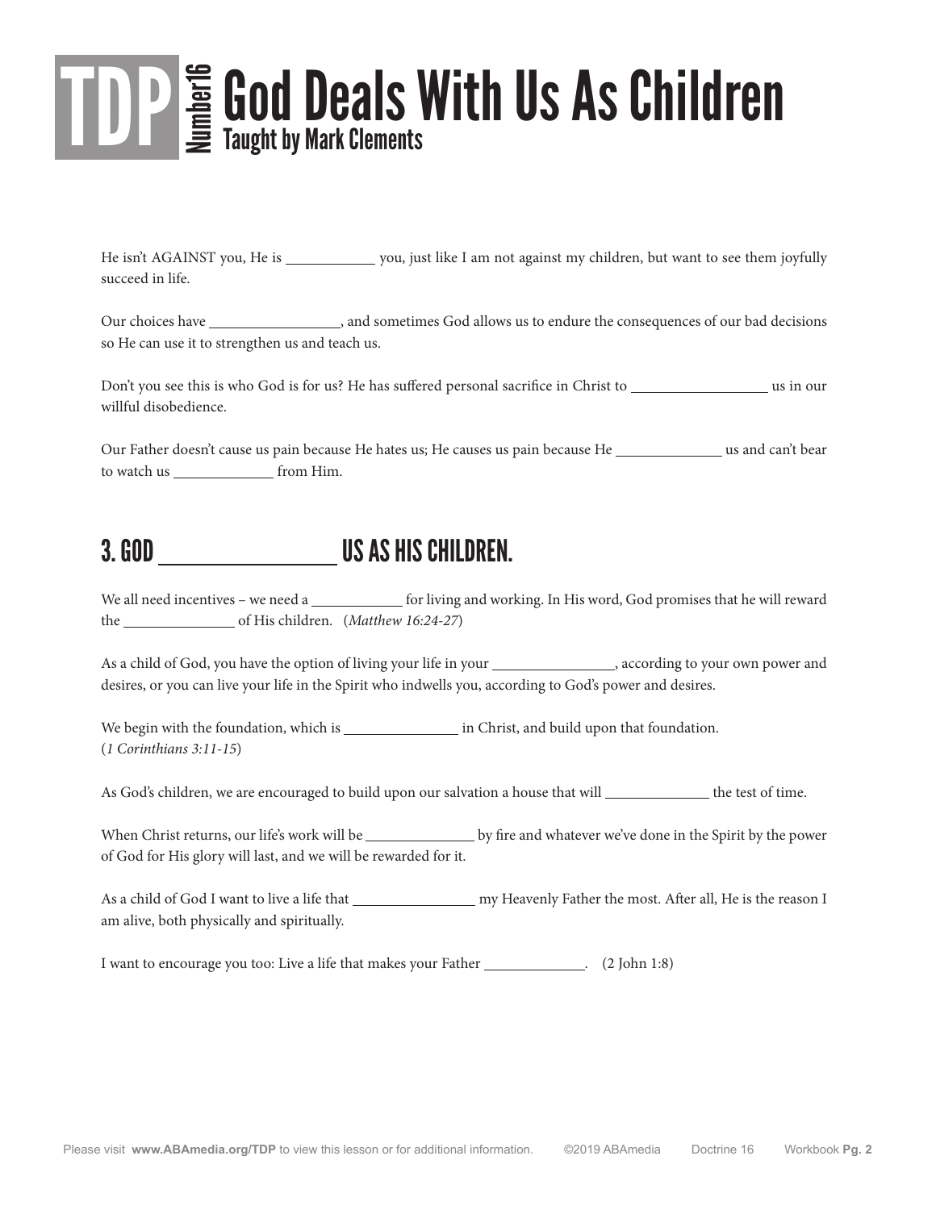# TDP Number16 God Deals With Us As Children

Taught by Mark Clements

He isn't AGAINST you, He is ___________ you, just like I am not against my children, but want to see them joyfully succeed in life.

Our choices have ________________, and sometimes God allows us to endure the consequences of our bad decisions so He can use it to strengthen us and teach us.

Don't you see this is who God is for us? He has suffered personal sacrifice in Christ to _________________ us in our willful disobedience.

Our Father doesn't cause us pain because He hates us; He causes us pain because He _____________ us and can't bear to watch us ____________ from Him.

## 3. GOD ________________ US AS HIS CHILDREN.

We all need incentives – we need a ___________ for living and working. In His word, God promises that he will reward the _____________ of His children. (*Matthew 16:24-27*)

As a child of God, you have the option of living your life in your _______________, according to your own power and desires, or you can live your life in the Spirit who indwells you, according to God's power and desires.

We begin with the foundation, which is ______________ in Christ, and build upon that foundation. (*1 Corinthians 3:11-15*)

As God's children, we are encouraged to build upon our salvation a house that will _____________ the test of time.

When Christ returns, our life's work will be _____________ by fire and whatever we've done in the Spirit by the power of God for His glory will last, and we will be rewarded for it.

As a child of God I want to live a life that _______________ my Heavenly Father the most. After all, He is the reason I am alive, both physically and spiritually.

I want to encourage you too: Live a life that makes your Father ____________. (2 John 1:8)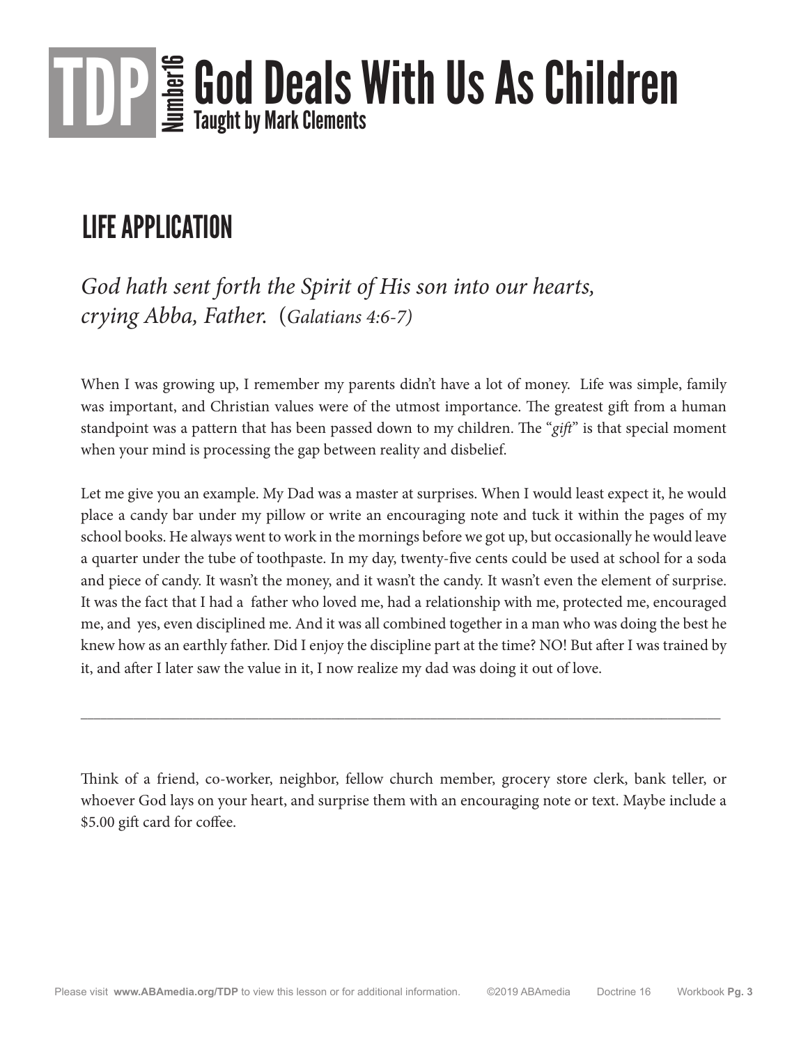# TDP Number16 God Deals With Us As Children

**Taught by Mark Clements**

## LIFE APPLICATION

*God hath sent forth the Spirit of His son into our hearts, crying Abba, Father.* (*Galatians 4:6-7)*

When I was growing up, I remember my parents didn't have a lot of money. Life was simple, family was important, and Christian values were of the utmost importance. The greatest gift from a human standpoint was a pattern that has been passed down to my children. The "*gift*" is that special moment when your mind is processing the gap between reality and disbelief.

Let me give you an example. My Dad was a master at surprises. When I would least expect it, he would place a candy bar under my pillow or write an encouraging note and tuck it within the pages of my school books. He always went to work in the mornings before we got up, but occasionally he would leave a quarter under the tube of toothpaste. In my day, twenty-five cents could be used at school for a soda and piece of candy. It wasn't the money, and it wasn't the candy. It wasn't even the element of surprise. It was the fact that I had a father who loved me, had a relationship with me, protected me, encouraged me, and yes, even disciplined me. And it was all combined together in a man who was doing the best he knew how as an earthly father. Did I enjoy the discipline part at the time? NO! But after I was trained by it, and after I later saw the value in it, I now realize my dad was doing it out of love.

---

Think of a friend, co-worker, neighbor, fellow church member, grocery store clerk, bank teller, or whoever God lays on your heart, and surprise them with an encouraging note or text. Maybe include a $5.00 gift card for coffee.